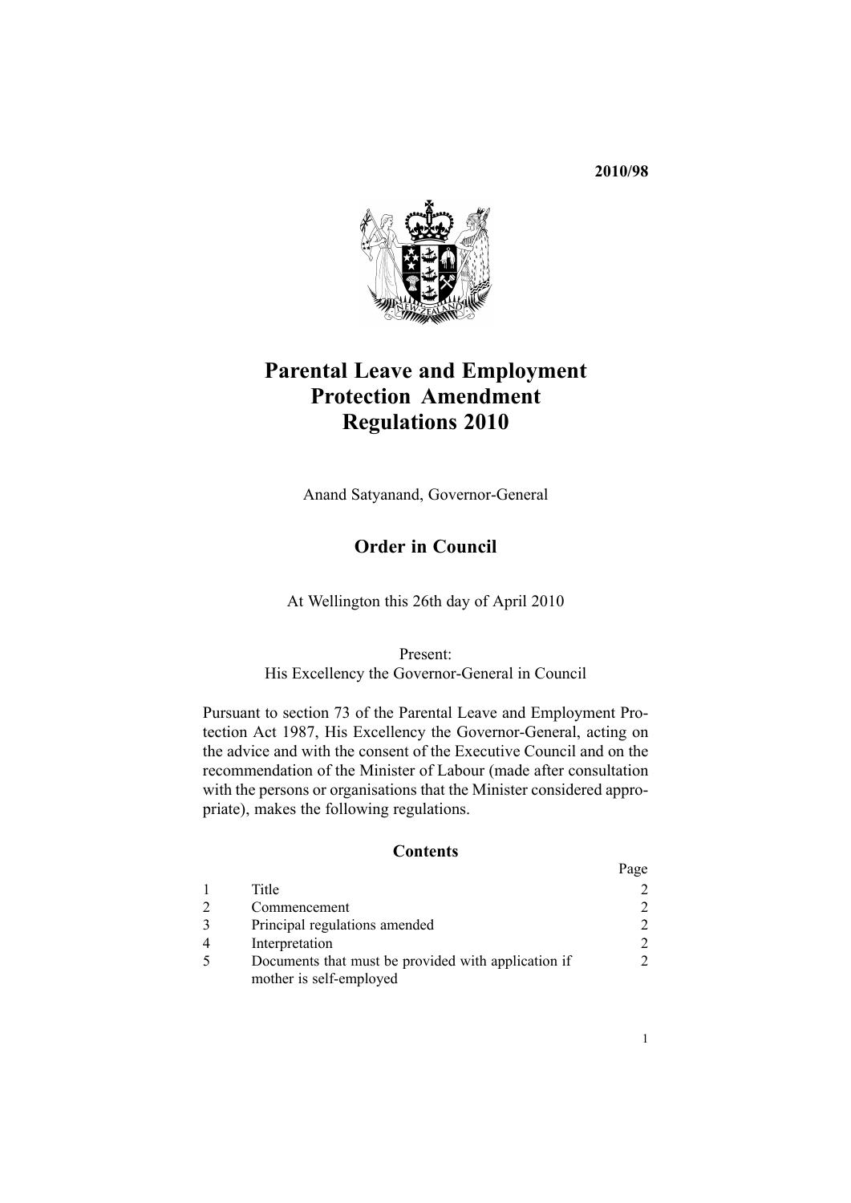**2010/98**

# Parental Leave and Employment Protection Amendment Regulations 2010

Anand Satyanand, Governor-General

## Order in Council

At Wellington this 26th day of April 2010

Present:
His Excellency the Governor-General in Council

Pursuant to section 73 of the Parental Leave and Employment Protection Act 1987, His Excellency the Governor-General, acting on the advice and with the consent of the Executive Council and on the recommendation of the Minister of Labour (made after consultation with the persons or organisations that the Minister considered appropriate), makes the following regulations.

### Contents

| | | Page |
|---|---|---|
| 1 | Title | 2 |
| 2 | Commencement | 2 |
| 3 | Principal regulations amended | 2 |
| 4 | Interpretation | 2 |
| 5 | Documents that must be provided with application if mother is self-employed | 2 |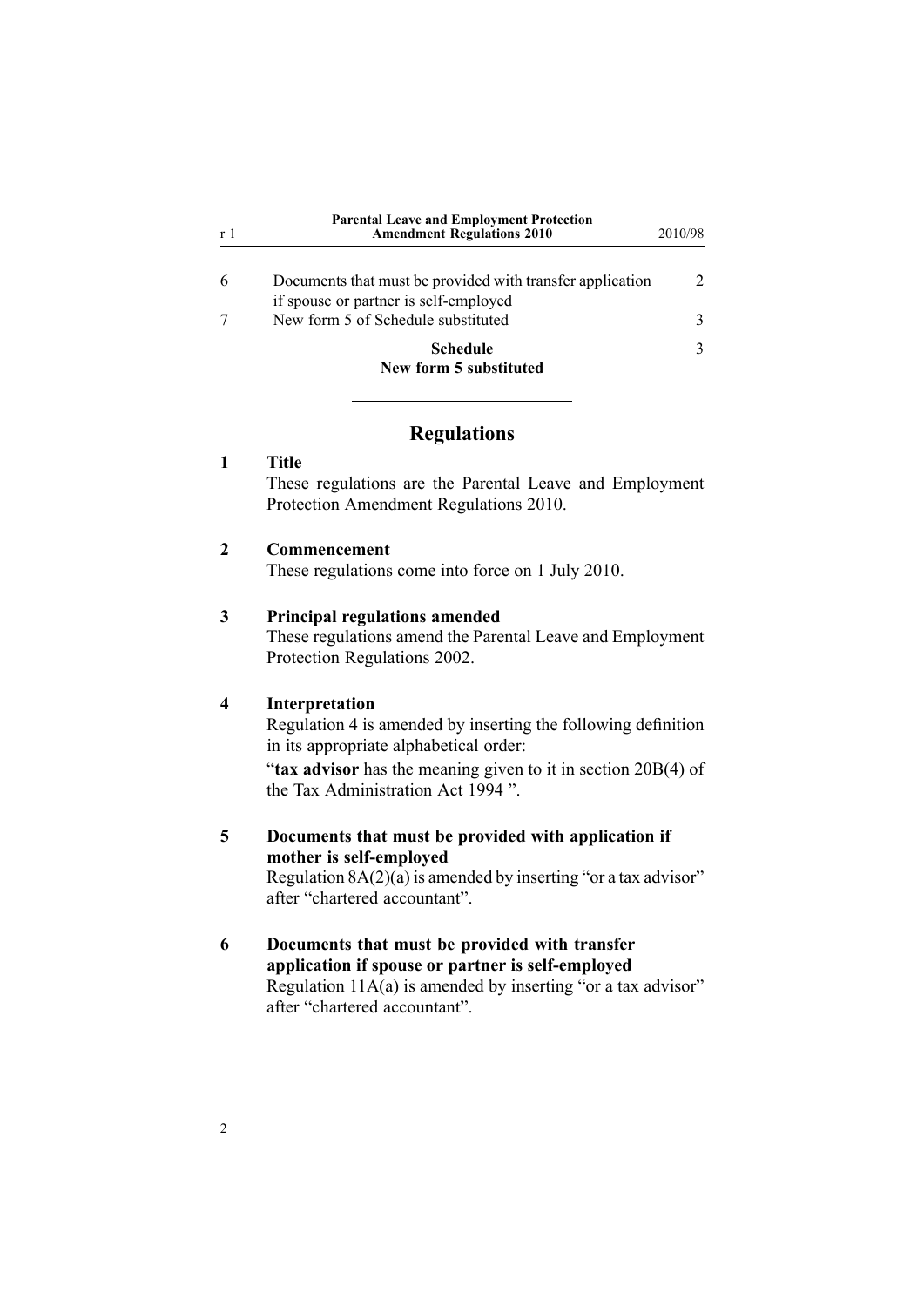| | | |
|---|---|---|
| 6 | Documents that must be provided with transfer application if spouse or partner is self-employed | 2 |
| 7 | New form 5 of Schedule substituted | 3 |
| | **Schedule**<br>**New form 5 substituted** | 3 |

---

## Regulations

**1 Title**

These regulations are the Parental Leave and Employment Protection Amendment Regulations 2010.

**2 Commencement**

These regulations come into force on 1 July 2010.

**3 Principal regulations amended**

These regulations amend the Parental Leave and Employment Protection Regulations 2002.

**4 Interpretation**

Regulation 4 is amended by inserting the following definition in its appropriate alphabetical order:

"**tax advisor** has the meaning given to it in section 20B(4) of the Tax Administration Act 1994 ".

**5 Documents that must be provided with application if mother is self-employed**

Regulation 8A(2)(a) is amended by inserting "or a tax advisor" after "chartered accountant".

**6 Documents that must be provided with transfer application if spouse or partner is self-employed**

Regulation 11A(a) is amended by inserting "or a tax advisor" after "chartered accountant".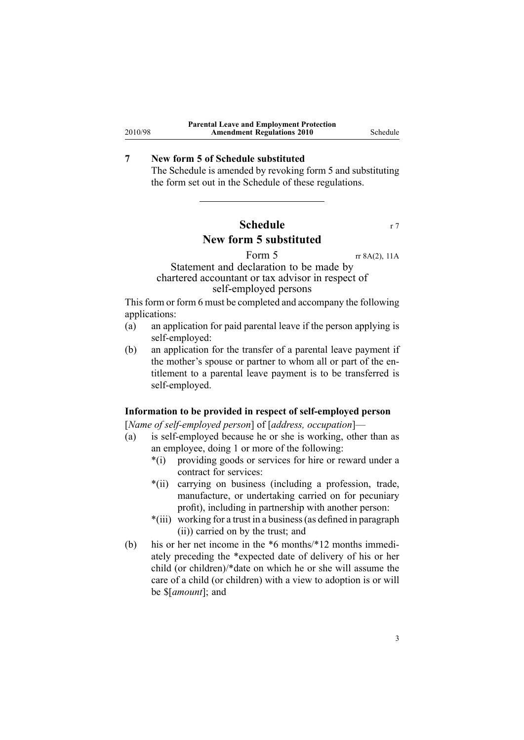## 7 New form 5 of Schedule substituted

The Schedule is amended by revoking form 5 and substituting the form set out in the Schedule of these regulations.

---

# Schedule

r 7

## New form 5 substituted

### Form 5

rr 8A(2), 11A

### Statement and declaration to be made by chartered accountant or tax advisor in respect of self-employed persons

This form or form 6 must be completed and accompany the following applications:

(a) an application for paid parental leave if the person applying is self-employed:

(b) an application for the transfer of a parental leave payment if the mother's spouse or partner to whom all or part of the entitlement to a parental leave payment is to be transferred is self-employed.

**Information to be provided in respect of self-employed person**

[*Name of self-employed person*] of [*address, occupation*]—

(a) is self-employed because he or she is working, other than as an employee, doing 1 or more of the following:

  *(i) providing goods or services for hire or reward under a contract for services:

  *(ii) carrying on business (including a profession, trade, manufacture, or undertaking carried on for pecuniary profit), including in partnership with another person:

  *(iii) working for a trust in a business (as defined in paragraph (ii)) carried on by the trust; and

(b) his or her net income in the *6 months/*12 months immediately preceding the *expected date of delivery of his or her child (or children)/*date on which he or she will assume the care of a child (or children) with a view to adoption is or will be $[*amount*]; and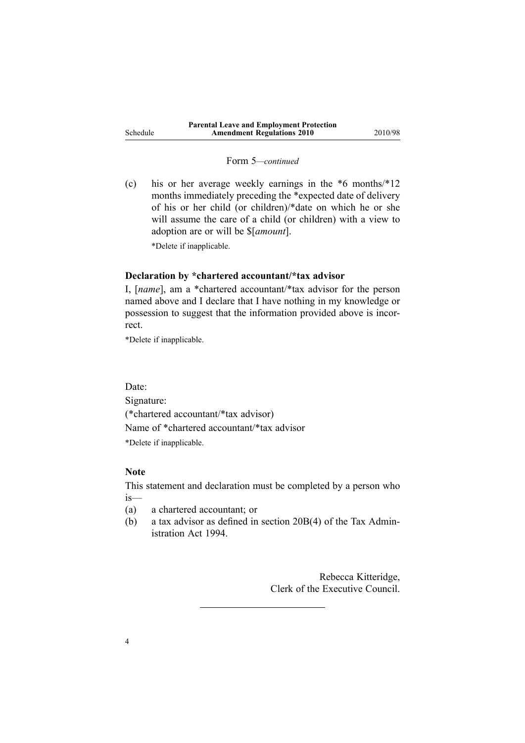Form 5—*continued*

(c) his or her average weekly earnings in the *6 months/*12 months immediately preceding the *expected date of delivery of his or her child (or children)/*date on which he or she will assume the care of a child (or children) with a view to adoption are or will be $[*amount*].

*Delete if inapplicable.

**Declaration by *chartered accountant/*tax advisor**

I, [*name*], am a *chartered accountant/*tax advisor for the person named above and I declare that I have nothing in my knowledge or possession to suggest that the information provided above is incorrect.

*Delete if inapplicable.

Date:

Signature:

(*chartered accountant/*tax advisor)

Name of *chartered accountant/*tax advisor

*Delete if inapplicable.

**Note**

This statement and declaration must be completed by a person who is—

(a) a chartered accountant; or

(b) a tax advisor as defined in section 20B(4) of the Tax Administration Act 1994.

Rebecca Kitteridge,
Clerk of the Executive Council.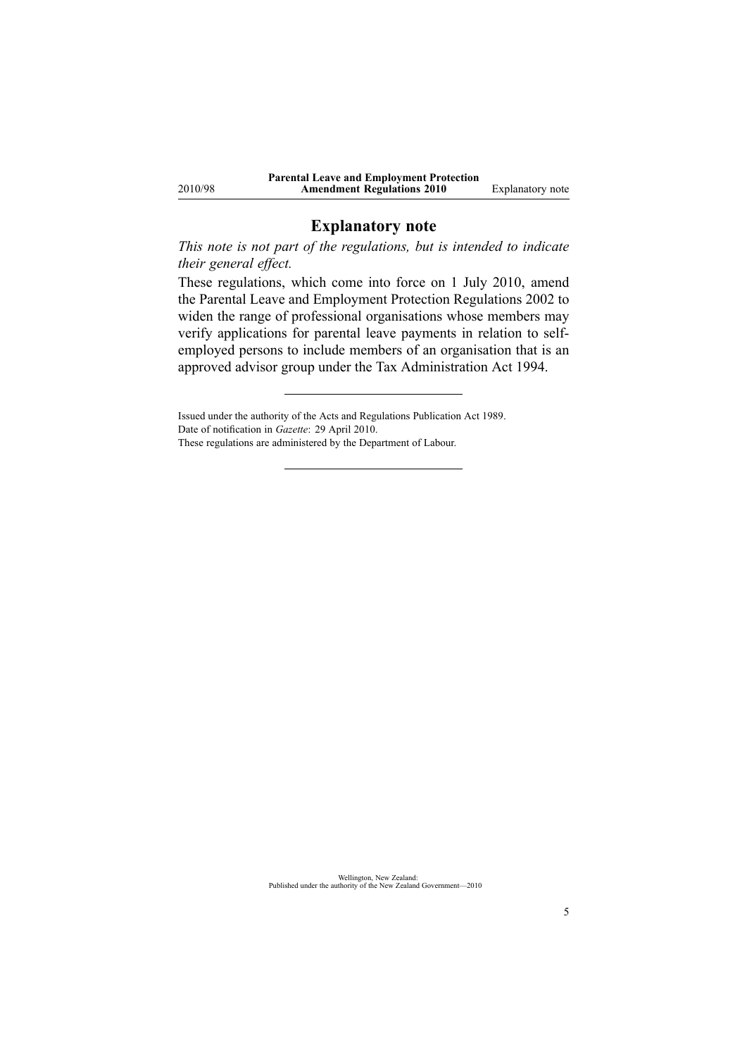## Explanatory note

*This note is not part of the regulations, but is intended to indicate their general effect.*

These regulations, which come into force on 1 July 2010, amend the Parental Leave and Employment Protection Regulations 2002 to widen the range of professional organisations whose members may verify applications for parental leave payments in relation to self-employed persons to include members of an organisation that is an approved advisor group under the Tax Administration Act 1994.

---

Issued under the authority of the Acts and Regulations Publication Act 1989.
Date of notification in *Gazette*: 29 April 2010.
These regulations are administered by the Department of Labour.

---

Wellington, New Zealand:
Published under the authority of the New Zealand Government—2010